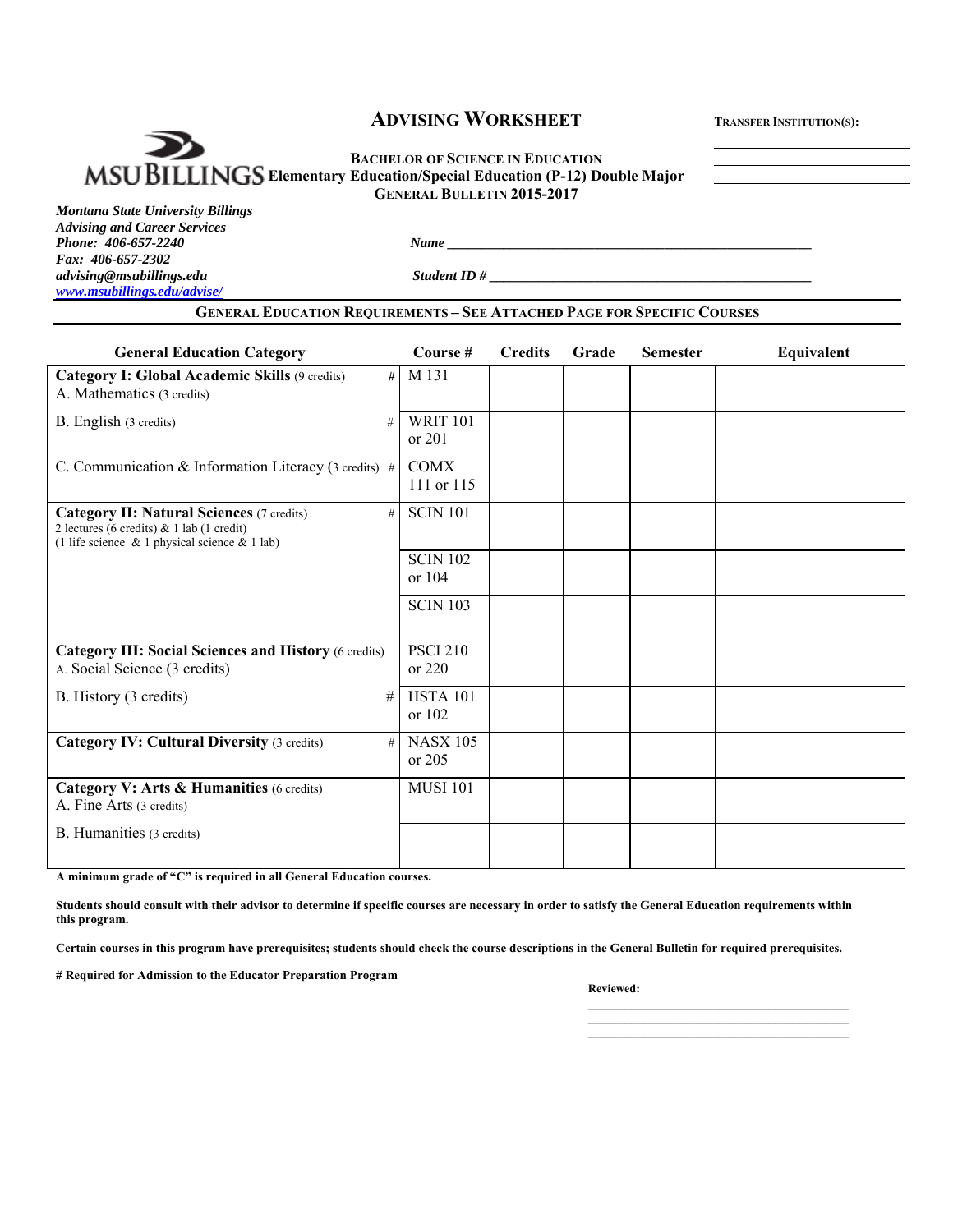# ADVISING WORKSHEET

**TRANSFER INSTITUTION(S):**

\_\_\_\_\_\_\_\_\_\_\_\_\_\_\_\_\_\_\_\_\_\_\_\_

\_\_\_\_\_\_\_\_\_\_\_\_\_\_\_\_\_\_\_\_\_\_\_\_

\_\_\_\_\_\_\_\_\_\_\_\_\_\_\_\_\_\_\_\_\_\_\_\_

MSU BILLINGS

## BACHELOR OF SCIENCE IN EDUCATION
## Elementary Education/Special Education (P-12) Double Major
## GENERAL BULLETIN 2015-2017

***Montana State University Billings***
***Advising and Career Services***
***Phone: 406-657-2240***
***Fax: 406-657-2302***
***advising@msubillings.edu***
***www.msubillings.edu/advise/***

***Name*** \_\_\_\_\_\_\_\_\_\_\_\_\_\_\_\_\_\_\_\_\_\_\_\_\_\_\_\_\_\_\_\_\_\_\_\_\_\_\_\_\_\_\_\_\_\_\_\_\_\_\_\_

***Student ID #*** \_\_\_\_\_\_\_\_\_\_\_\_\_\_\_\_\_\_\_\_\_\_\_\_\_\_\_\_\_\_\_\_\_\_\_\_\_\_\_\_\_\_\_\_\_\_\_

**GENERAL EDUCATION REQUIREMENTS – SEE ATTACHED PAGE FOR SPECIFIC COURSES**

| General Education Category | Course # | Credits | Grade | Semester | Equivalent |
|---|---|---|---|---|---|
| **Category I: Global Academic Skills** (9 credits) # <br> A. Mathematics (3 credits) | M 131 | | | | |
| B. English (3 credits) # | WRIT 101 or 201 | | | | |
| C. Communication & Information Literacy (3 credits) # | COMX 111 or 115 | | | | |
| **Category II: Natural Sciences** (7 credits) # <br> 2 lectures (6 credits) & 1 lab (1 credit) <br> (1 life science & 1 physical science & 1 lab) | SCIN 101 | | | | |
| | SCIN 102 or 104 | | | | |
| | SCIN 103 | | | | |
| **Category III: Social Sciences and History** (6 credits) <br> A. Social Science (3 credits) | PSCI 210 or 220 | | | | |
| B. History (3 credits) # | HSTA 101 or 102 | | | | |
| **Category IV: Cultural Diversity** (3 credits) # | NASX 105 or 205 | | | | |
| **Category V: Arts & Humanities** (6 credits) <br> A. Fine Arts (3 credits) | MUSI 101 | | | | |
| B. Humanities (3 credits) | | | | | |

**A minimum grade of "C" is required in all General Education courses.**

**Students should consult with their advisor to determine if specific courses are necessary in order to satisfy the General Education requirements within this program.**

**Certain courses in this program have prerequisites; students should check the course descriptions in the General Bulletin for required prerequisites.**

**# Required for Admission to the Educator Preparation Program**

**Reviewed:**

\_\_\_\_\_\_\_\_\_\_\_\_\_\_\_\_\_\_\_\_\_\_\_\_\_\_\_\_\_\_\_\_\_\_\_\_\_\_\_\_

\_\_\_\_\_\_\_\_\_\_\_\_\_\_\_\_\_\_\_\_\_\_\_\_\_\_\_\_\_\_\_\_\_\_\_\_\_\_\_\_

\_\_\_\_\_\_\_\_\_\_\_\_\_\_\_\_\_\_\_\_\_\_\_\_\_\_\_\_\_\_\_\_\_\_\_\_\_\_\_\_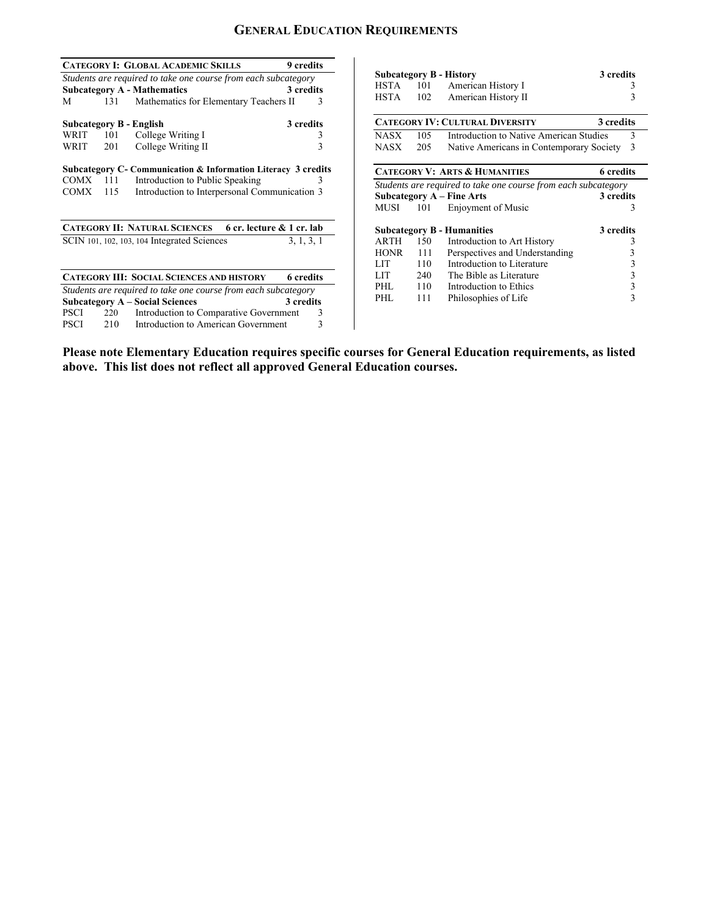# GENERAL EDUCATION REQUIREMENTS

## CATEGORY I: GLOBAL ACADEMIC SKILLS — 9 credits

*Students are required to take one course from each subcategory*

**Subcategory A - Mathematics** — **3 credits**

| | | | |
|---|---|---|---|
| M | 131 | Mathematics for Elementary Teachers II | 3 |

**Subcategory B - English** — **3 credits**

| | | | |
|---|---|---|---|
| WRIT | 101 | College Writing I | 3 |
| WRIT | 201 | College Writing II | 3 |

**Subcategory C- Communication & Information Literacy** — **3 credits**

| | | | |
|---|---|---|---|
| COMX | 111 | Introduction to Public Speaking | 3 |
| COMX | 115 | Introduction to Interpersonal Communication | 3 |

## CATEGORY II: NATURAL SCIENCES — 6 cr. lecture & 1 cr. lab

| | |
|---|---|
| SCIN 101, 102, 103, 104 Integrated Sciences | 3, 1, 3, 1 |

## CATEGORY III: SOCIAL SCIENCES AND HISTORY — 6 credits

*Students are required to take one course from each subcategory*

**Subcategory A – Social Sciences** — **3 credits**

| | | | |
|---|---|---|---|
| PSCI | 220 | Introduction to Comparative Government | 3 |
| PSCI | 210 | Introduction to American Government | 3 |

**Subcategory B - History** — **3 credits**

| | | | |
|---|---|---|---|
| HSTA | 101 | American History I | 3 |
| HSTA | 102 | American History II | 3 |

## CATEGORY IV: CULTURAL DIVERSITY — 3 credits

| | | | |
|---|---|---|---|
| NASX | 105 | Introduction to Native American Studies | 3 |
| NASX | 205 | Native Americans in Contemporary Society | 3 |

## CATEGORY V: ARTS & HUMANITIES — 6 credits

*Students are required to take one course from each subcategory*

**Subcategory A – Fine Arts** — **3 credits**

| | | | |
|---|---|---|---|
| MUSI | 101 | Enjoyment of Music | 3 |

**Subcategory B - Humanities** — **3 credits**

| | | | |
|---|---|---|---|
| ARTH | 150 | Introduction to Art History | 3 |
| HONR | 111 | Perspectives and Understanding | 3 |
| LIT | 110 | Introduction to Literature | 3 |
| LIT | 240 | The Bible as Literature | 3 |
| PHL | 110 | Introduction to Ethics | 3 |
| PHL | 111 | Philosophies of Life | 3 |

**Please note Elementary Education requires specific courses for General Education requirements, as listed above. This list does not reflect all approved General Education courses.**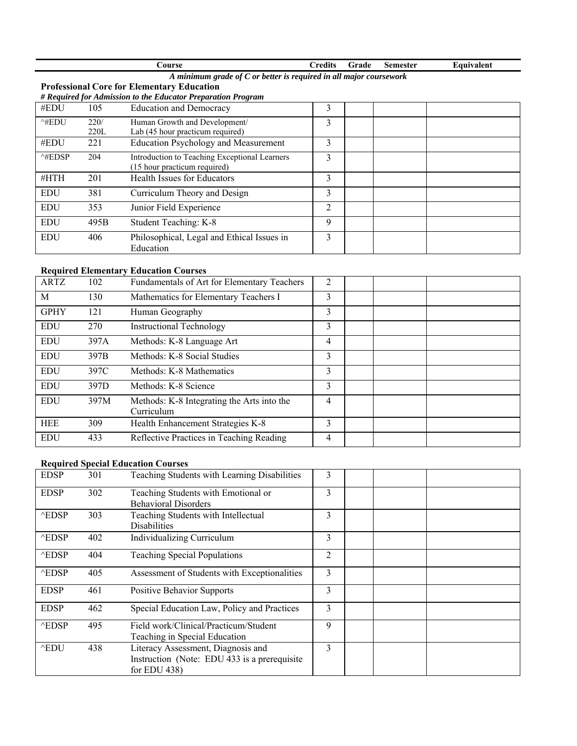| | | Course | Credits | Grade | Semester | Equivalent |
|---|---|---|---|---|---|---|

*A minimum grade of C or better is required in all major coursework*

**Professional Core for Elementary Education**

***# Required for Admission to the Educator Preparation Program***

| | | Course | Credits | Grade | Semester | Equivalent |
|---|---|---|---|---|---|---|
| #EDU | 105 | Education and Democracy | 3 | | | |
| ^#EDU | 220/ 220L | Human Growth and Development/ Lab (45 hour practicum required) | 3 | | | |
| #EDU | 221 | Education Psychology and Measurement | 3 | | | |
| ^#EDSP | 204 | Introduction to Teaching Exceptional Learners (15 hour practicum required) | 3 | | | |
| #HTH | 201 | Health Issues for Educators | 3 | | | |
| EDU | 381 | Curriculum Theory and Design | 3 | | | |
| EDU | 353 | Junior Field Experience | 2 | | | |
| EDU | 495B | Student Teaching: K-8 | 9 | | | |
| EDU | 406 | Philosophical, Legal and Ethical Issues in Education | 3 | | | |

**Required Elementary Education Courses**

| | | Course | Credits | Grade | Semester | Equivalent |
|---|---|---|---|---|---|---|
| ARTZ | 102 | Fundamentals of Art for Elementary Teachers | 2 | | | |
| M | 130 | Mathematics for Elementary Teachers I | 3 | | | |
| GPHY | 121 | Human Geography | 3 | | | |
| EDU | 270 | Instructional Technology | 3 | | | |
| EDU | 397A | Methods: K-8 Language Art | 4 | | | |
| EDU | 397B | Methods: K-8 Social Studies | 3 | | | |
| EDU | 397C | Methods: K-8 Mathematics | 3 | | | |
| EDU | 397D | Methods: K-8 Science | 3 | | | |
| EDU | 397M | Methods: K-8 Integrating the Arts into the Curriculum | 4 | | | |
| HEE | 309 | Health Enhancement Strategies K-8 | 3 | | | |
| EDU | 433 | Reflective Practices in Teaching Reading | 4 | | | |

**Required Special Education Courses**

| | | Course | Credits | Grade | Semester | Equivalent |
|---|---|---|---|---|---|---|
| EDSP | 301 | Teaching Students with Learning Disabilities | 3 | | | |
| EDSP | 302 | Teaching Students with Emotional or Behavioral Disorders | 3 | | | |
| ^EDSP | 303 | Teaching Students with Intellectual Disabilities | 3 | | | |
| ^EDSP | 402 | Individualizing Curriculum | 3 | | | |
| ^EDSP | 404 | Teaching Special Populations | 2 | | | |
| ^EDSP | 405 | Assessment of Students with Exceptionalities | 3 | | | |
| EDSP | 461 | Positive Behavior Supports | 3 | | | |
| EDSP | 462 | Special Education Law, Policy and Practices | 3 | | | |
| ^EDSP | 495 | Field work/Clinical/Practicum/Student Teaching in Special Education | 9 | | | |
| ^EDU | 438 | Literacy Assessment, Diagnosis and Instruction (Note: EDU 433 is a prerequisite for EDU 438) | 3 | | | |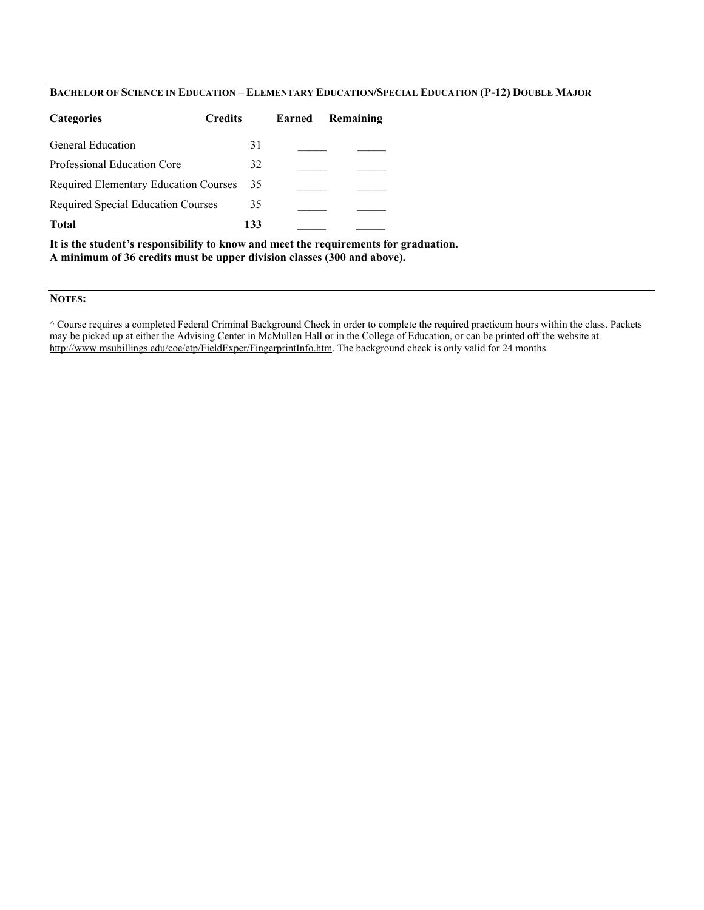## Bachelor of Science in Education – Elementary Education/Special Education (P-12) Double Major

| Categories | Credits | Earned | Remaining |
|---|---|---|---|
| General Education | 31 | _____ | _____ |
| Professional Education Core | 32 | _____ | _____ |
| Required Elementary Education Courses | 35 | _____ | _____ |
| Required Special Education Courses | 35 | _____ | _____ |
| **Total** | **133** | _____ | _____ |

**It is the student's responsibility to know and meet the requirements for graduation.**
**A minimum of 36 credits must be upper division classes (300 and above).**

## Notes:

^ Course requires a completed Federal Criminal Background Check in order to complete the required practicum hours within the class. Packets may be picked up at either the Advising Center in McMullen Hall or in the College of Education, or can be printed off the website at http://www.msubillings.edu/coe/etp/FieldExper/FingerprintInfo.htm. The background check is only valid for 24 months.